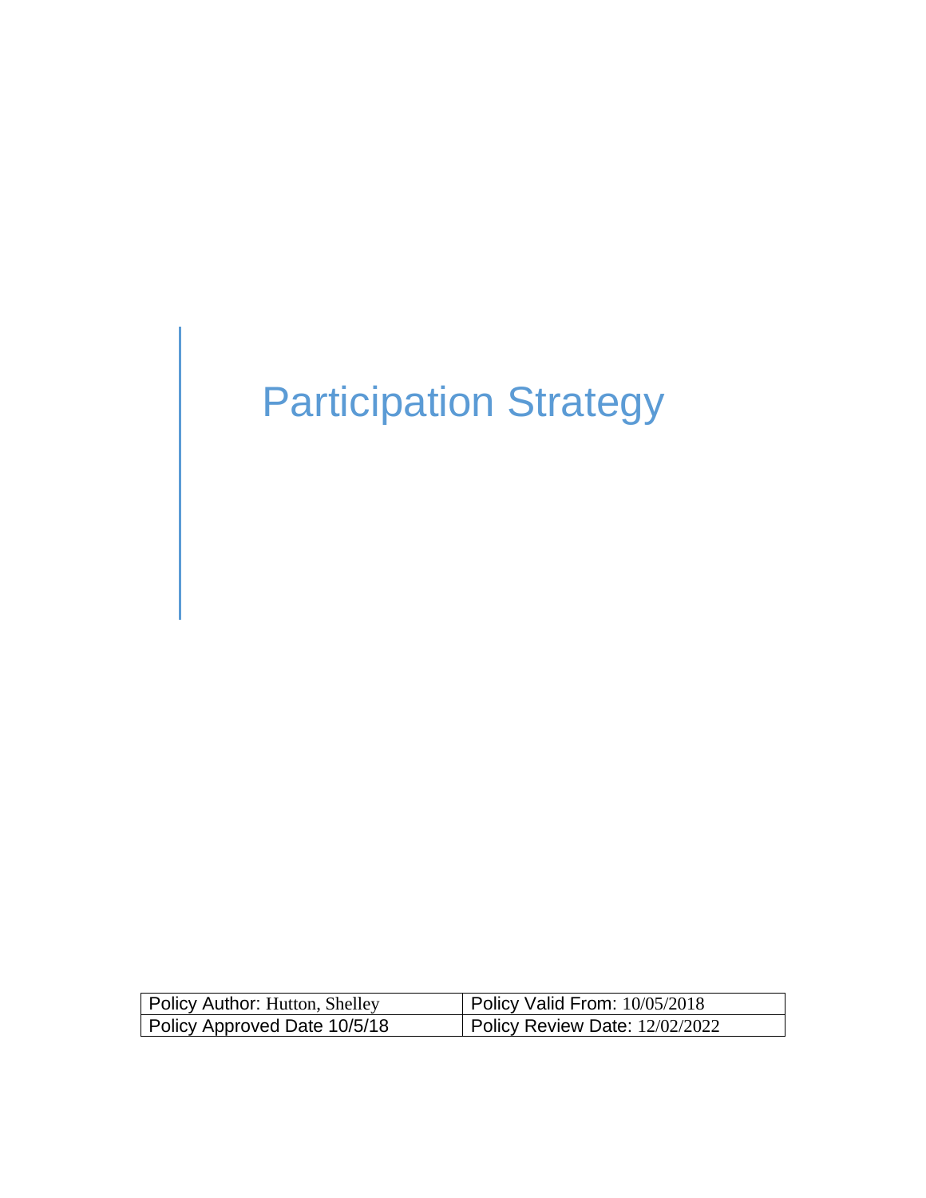# Participation Strategy

| Policy Author: Hutton, Shelley | Policy Valid From: 10/05/2018 |
| --- | --- |
| Policy Approved Date 10/5/18 | Policy Review Date: 12/02/2022 |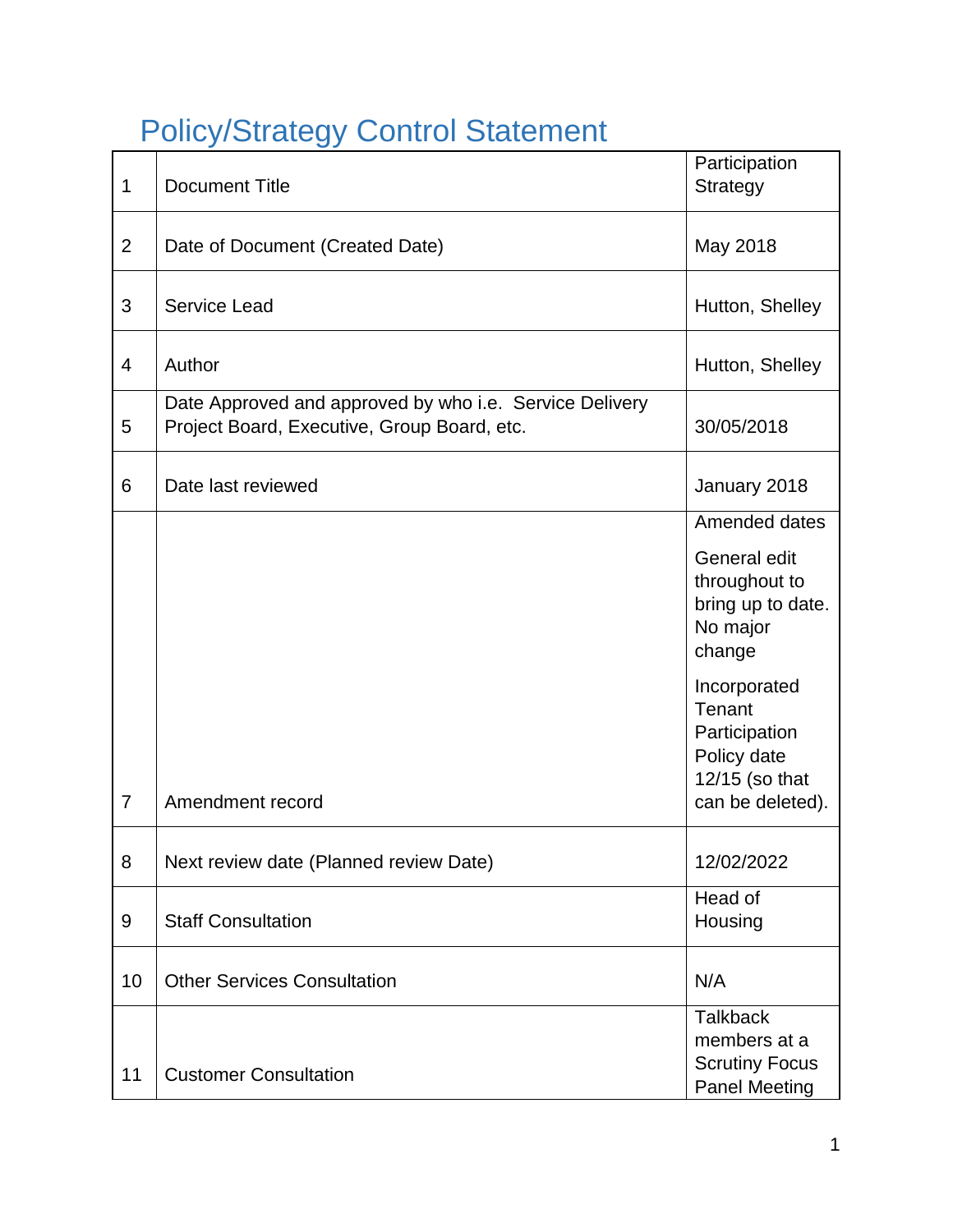# Policy/Strategy Control Statement

| | | |
|---|---|---|
| 1 | Document Title | Participation Strategy |
| 2 | Date of Document (Created Date) | May 2018 |
| 3 | Service Lead | Hutton, Shelley |
| 4 | Author | Hutton, Shelley |
| 5 | Date Approved and approved by who i.e. Service Delivery Project Board, Executive, Group Board, etc. | 30/05/2018 |
| 6 | Date last reviewed | January 2018 |
| 7 | Amendment record | Amended dates<br><br>General edit throughout to bring up to date. No major change<br><br>Incorporated Tenant Participation Policy date 12/15 (so that can be deleted). |
| 8 | Next review date (Planned review Date) | 12/02/2022 |
| 9 | Staff Consultation | Head of Housing |
| 10 | Other Services Consultation | N/A |
| 11 | Customer Consultation | Talkback members at a Scrutiny Focus Panel Meeting |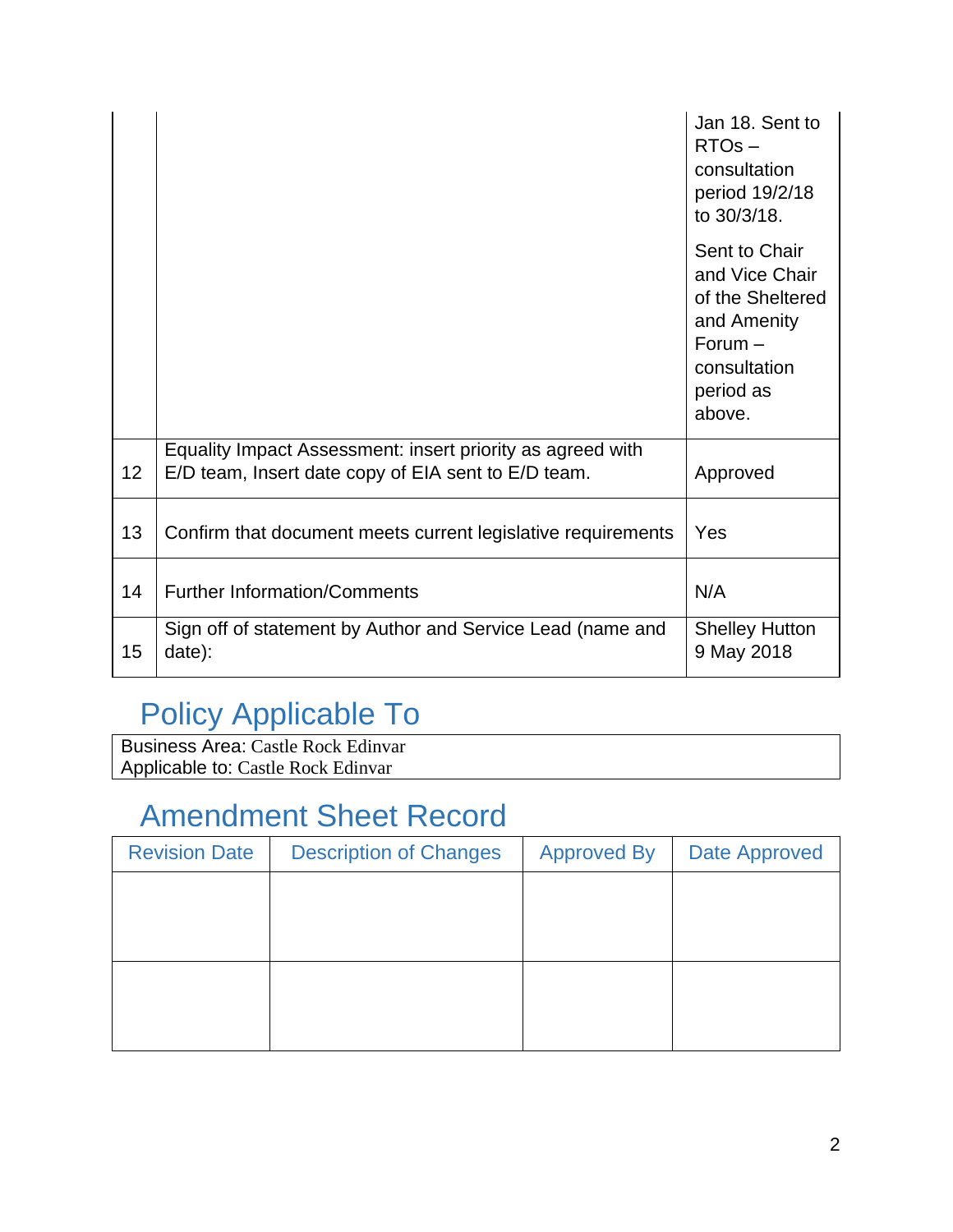|  |  |  |
|---|---|---|
|  |  | Jan 18. Sent to RTOs – consultation period 19/2/18 to 30/3/18.<br><br>Sent to Chair and Vice Chair of the Sheltered and Amenity Forum – consultation period as above. |
| 12 | Equality Impact Assessment: insert priority as agreed with E/D team, Insert date copy of EIA sent to E/D team. | Approved |
| 13 | Confirm that document meets current legislative requirements | Yes |
| 14 | Further Information/Comments | N/A |
| 15 | Sign off of statement by Author and Service Lead (name and date): | Shelley Hutton<br>9 May 2018 |

## Policy Applicable To

Business Area: Castle Rock Edinvar
Applicable to: Castle Rock Edinvar

## Amendment Sheet Record

| Revision Date | Description of Changes | Approved By | Date Approved |
|---|---|---|---|
|  |  |  |  |
|  |  |  |  |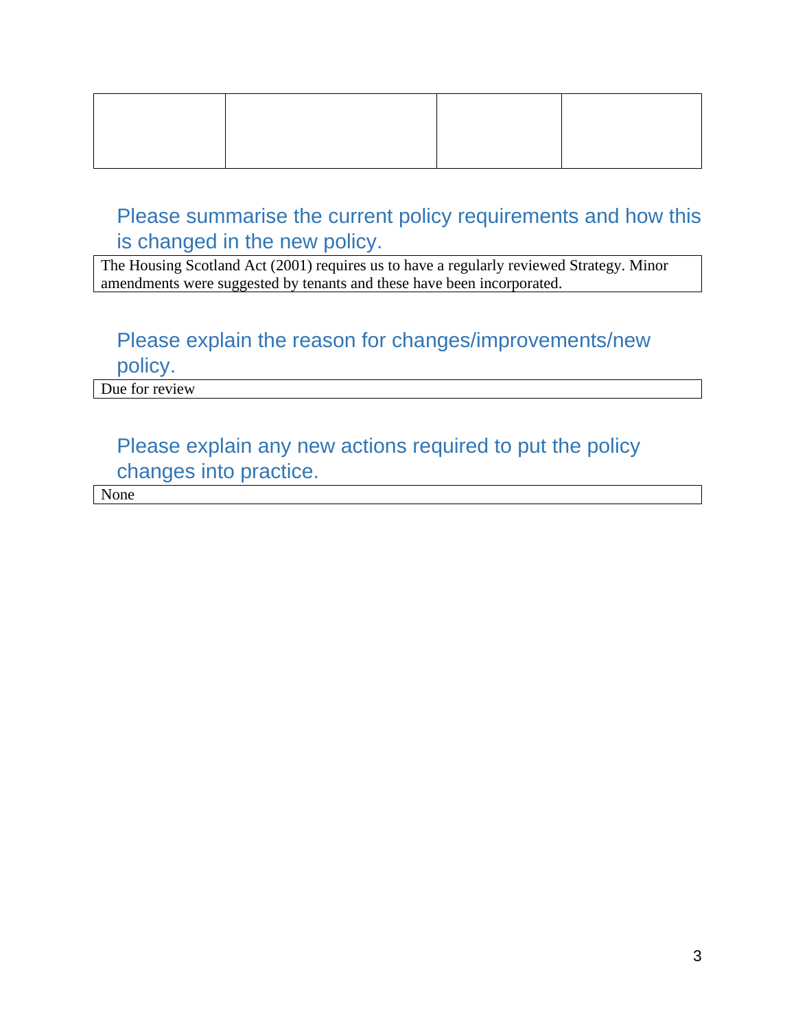| | | | |
|---|---|---|---|
| | | | |

## Please summarise the current policy requirements and how this is changed in the new policy.

| |
|---|
| The Housing Scotland Act (2001) requires us to have a regularly reviewed Strategy. Minor amendments were suggested by tenants and these have been incorporated. |

## Please explain the reason for changes/improvements/new policy.

| |
|---|
| Due for review |

## Please explain any new actions required to put the policy changes into practice.

| |
|---|
| None |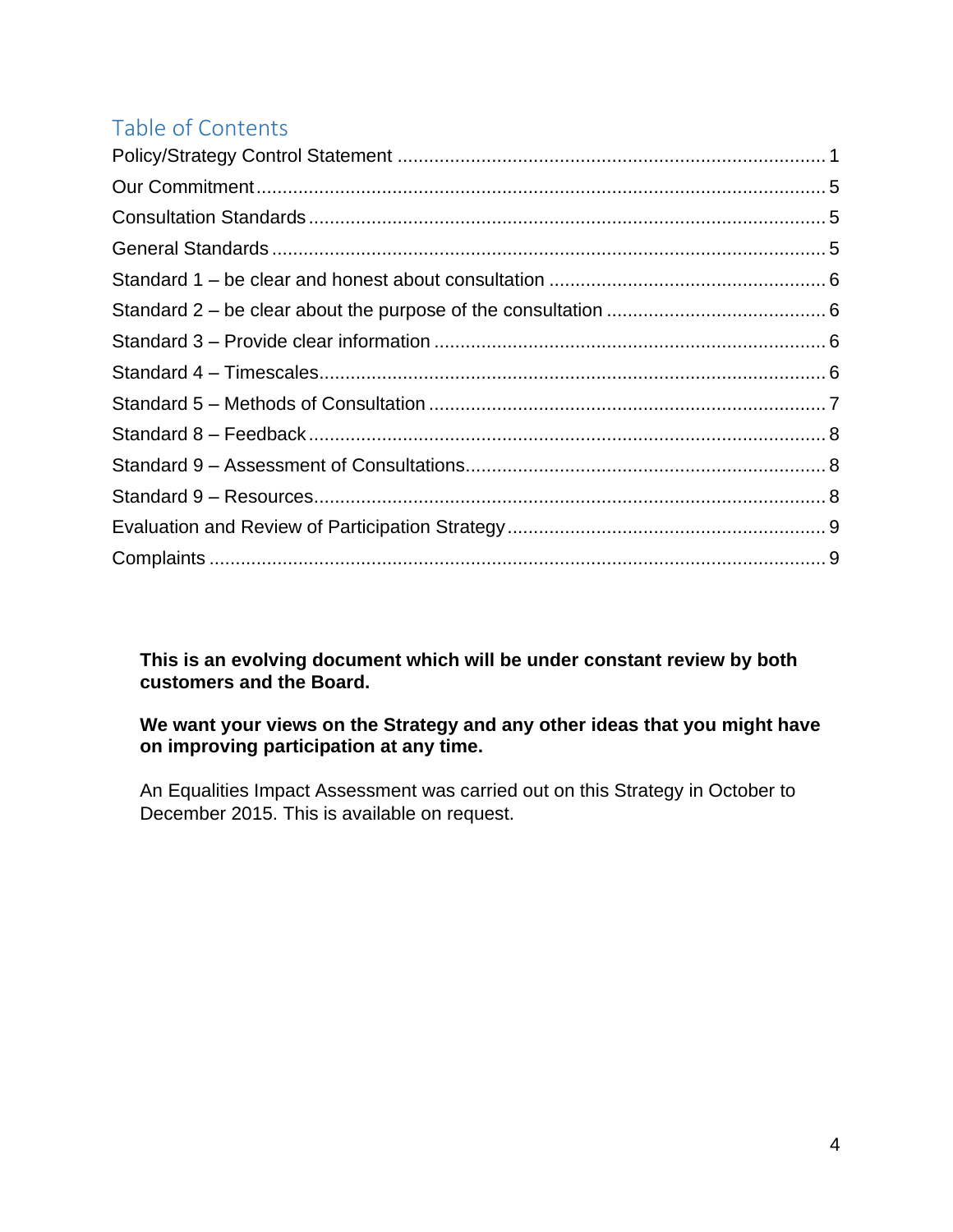## Table of Contents

Policy/Strategy Control Statement ........................................................................ 1
Our Commitment ........................................................................................... 5
Consultation Standards ................................................................................... 5
General Standards ......................................................................................... 5
Standard 1 – be clear and honest about consultation ........................................ 6
Standard 2 – be clear about the purpose of the consultation ............................. 6
Standard 3 – Provide clear information ............................................................. 6
Standard 4 – Timescales ................................................................................. 6
Standard 5 – Methods of Consultation .............................................................. 7
Standard 8 – Feedback .................................................................................... 8
Standard 9 – Assessment of Consultations ........................................................ 8
Standard 9 – Resources ................................................................................... 8
Evaluation and Review of Participation Strategy ................................................. 9
Complaints .................................................................................................... 9

**This is an evolving document which will be under constant review by both customers and the Board.**

**We want your views on the Strategy and any other ideas that you might have on improving participation at any time.**

An Equalities Impact Assessment was carried out on this Strategy in October to December 2015. This is available on request.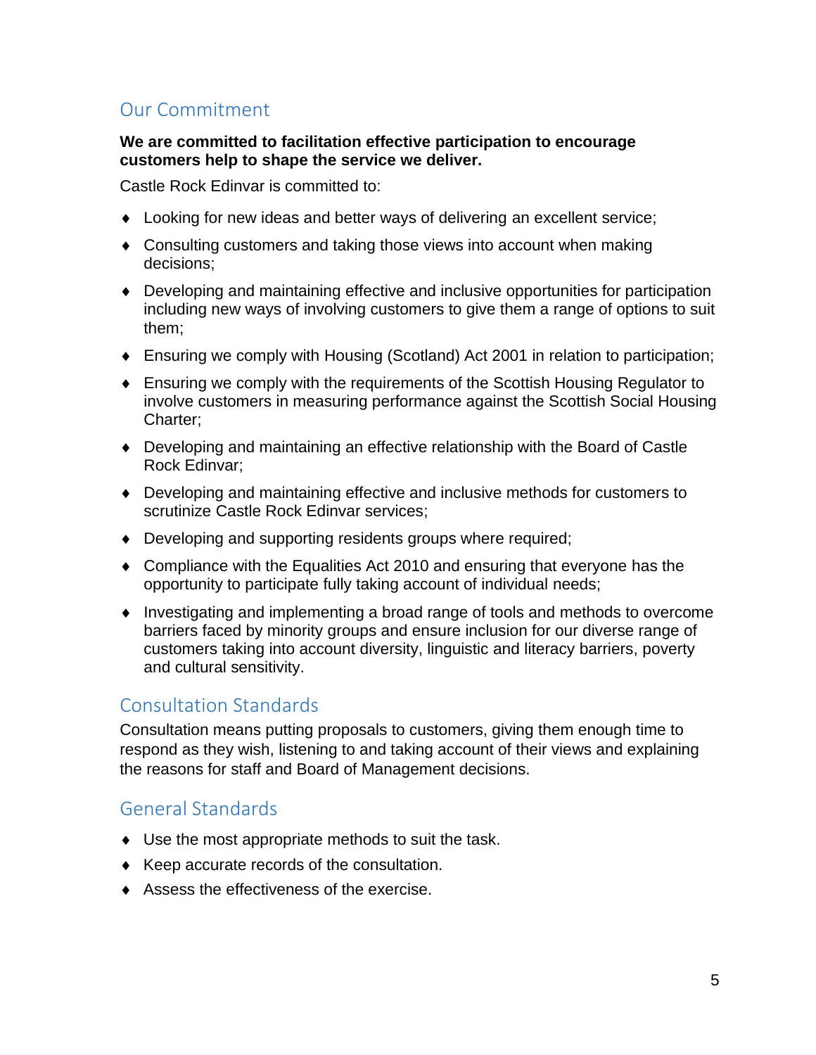## Our Commitment

**We are committed to facilitation effective participation to encourage customers help to shape the service we deliver.**

Castle Rock Edinvar is committed to:

- Looking for new ideas and better ways of delivering an excellent service;
- Consulting customers and taking those views into account when making decisions;
- Developing and maintaining effective and inclusive opportunities for participation including new ways of involving customers to give them a range of options to suit them;
- Ensuring we comply with Housing (Scotland) Act 2001 in relation to participation;
- Ensuring we comply with the requirements of the Scottish Housing Regulator to involve customers in measuring performance against the Scottish Social Housing Charter;
- Developing and maintaining an effective relationship with the Board of Castle Rock Edinvar;
- Developing and maintaining effective and inclusive methods for customers to scrutinize Castle Rock Edinvar services;
- Developing and supporting residents groups where required;
- Compliance with the Equalities Act 2010 and ensuring that everyone has the opportunity to participate fully taking account of individual needs;
- Investigating and implementing a broad range of tools and methods to overcome barriers faced by minority groups and ensure inclusion for our diverse range of customers taking into account diversity, linguistic and literacy barriers, poverty and cultural sensitivity.

## Consultation Standards

Consultation means putting proposals to customers, giving them enough time to respond as they wish, listening to and taking account of their views and explaining the reasons for staff and Board of Management decisions.

## General Standards

- Use the most appropriate methods to suit the task.
- Keep accurate records of the consultation.
- Assess the effectiveness of the exercise.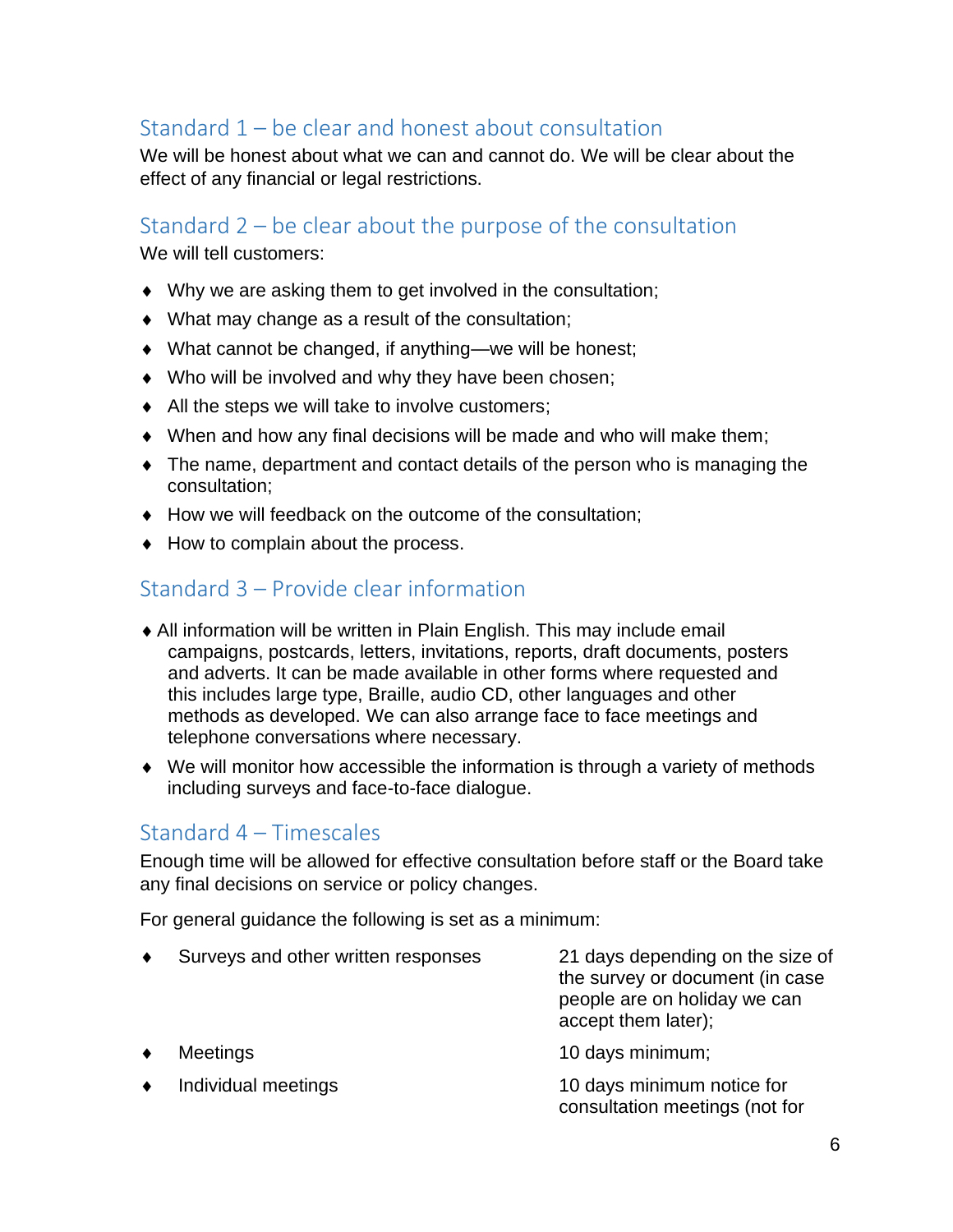## Standard 1 – be clear and honest about consultation

We will be honest about what we can and cannot do. We will be clear about the effect of any financial or legal restrictions.

## Standard 2 – be clear about the purpose of the consultation

We will tell customers:

- Why we are asking them to get involved in the consultation;
- What may change as a result of the consultation;
- What cannot be changed, if anything—we will be honest;
- Who will be involved and why they have been chosen;
- All the steps we will take to involve customers;
- When and how any final decisions will be made and who will make them;
- The name, department and contact details of the person who is managing the consultation;
- How we will feedback on the outcome of the consultation;
- How to complain about the process.

## Standard 3 – Provide clear information

- All information will be written in Plain English. This may include email campaigns, postcards, letters, invitations, reports, draft documents, posters and adverts. It can be made available in other forms where requested and this includes large type, Braille, audio CD, other languages and other methods as developed. We can also arrange face to face meetings and telephone conversations where necessary.
- We will monitor how accessible the information is through a variety of methods including surveys and face-to-face dialogue.

## Standard 4 – Timescales

Enough time will be allowed for effective consultation before staff or the Board take any final decisions on service or policy changes.

For general guidance the following is set as a minimum:

| | |
|---|---|
| ♦ Surveys and other written responses | 21 days depending on the size of the survey or document (in case people are on holiday we can accept them later); |
| ♦ Meetings | 10 days minimum; |
| ♦ Individual meetings | 10 days minimum notice for consultation meetings (not for |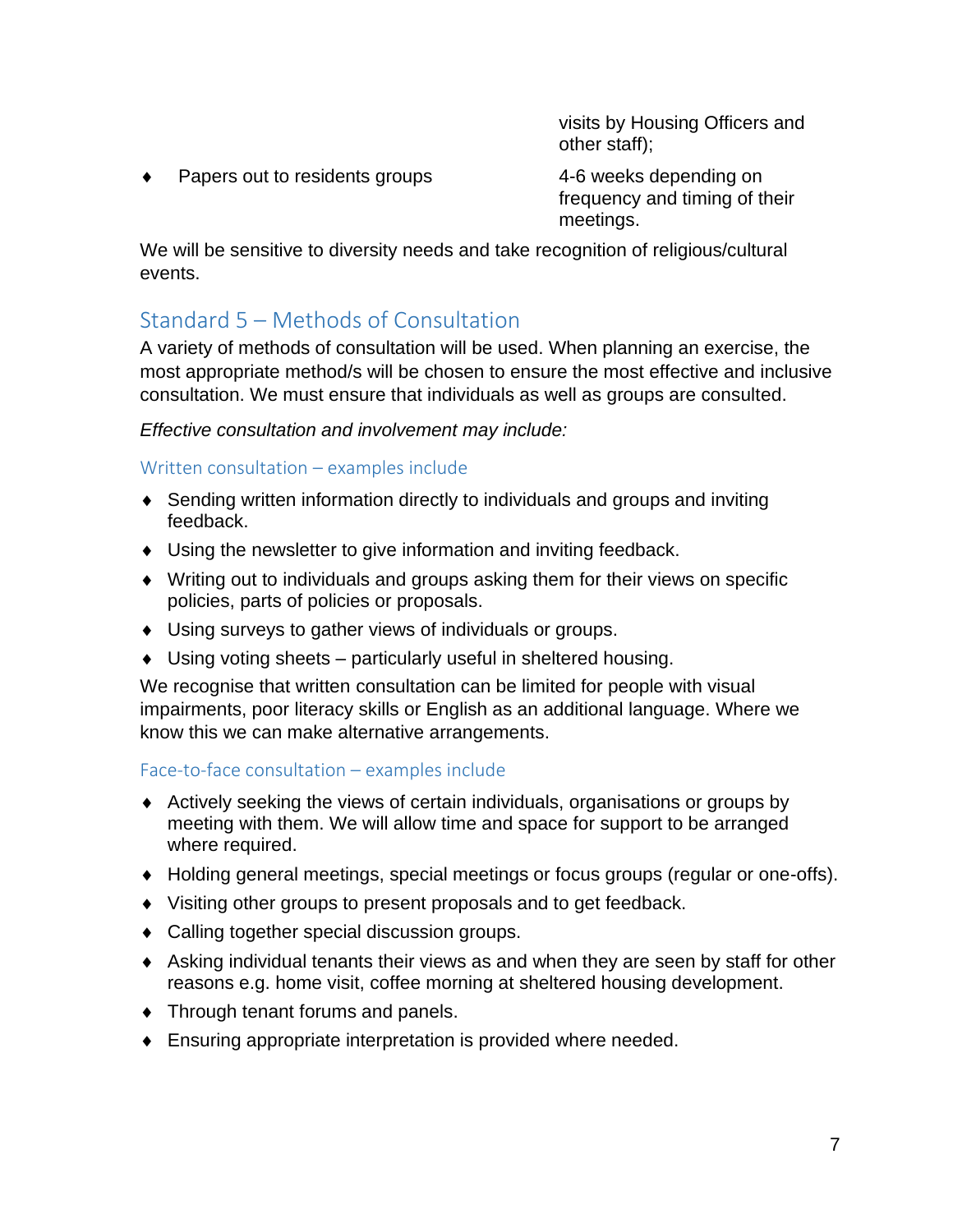| | |
|---|---|
| | visits by Housing Officers and other staff); |
| ♦ Papers out to residents groups | 4-6 weeks depending on frequency and timing of their meetings. |

We will be sensitive to diversity needs and take recognition of religious/cultural events.

## Standard 5 – Methods of Consultation

A variety of methods of consultation will be used. When planning an exercise, the most appropriate method/s will be chosen to ensure the most effective and inclusive consultation. We must ensure that individuals as well as groups are consulted.

*Effective consultation and involvement may include:*

### Written consultation – examples include

- Sending written information directly to individuals and groups and inviting feedback.
- Using the newsletter to give information and inviting feedback.
- Writing out to individuals and groups asking them for their views on specific policies, parts of policies or proposals.
- Using surveys to gather views of individuals or groups.
- Using voting sheets – particularly useful in sheltered housing.

We recognise that written consultation can be limited for people with visual impairments, poor literacy skills or English as an additional language. Where we know this we can make alternative arrangements.

### Face-to-face consultation – examples include

- Actively seeking the views of certain individuals, organisations or groups by meeting with them. We will allow time and space for support to be arranged where required.
- Holding general meetings, special meetings or focus groups (regular or one-offs).
- Visiting other groups to present proposals and to get feedback.
- Calling together special discussion groups.
- Asking individual tenants their views as and when they are seen by staff for other reasons e.g. home visit, coffee morning at sheltered housing development.
- Through tenant forums and panels.
- Ensuring appropriate interpretation is provided where needed.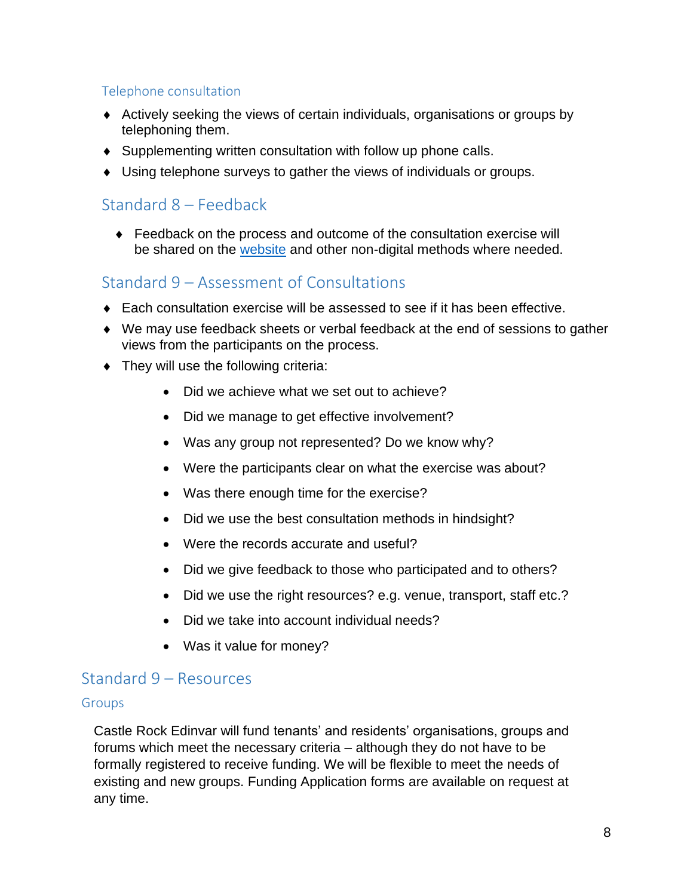### Telephone consultation

- Actively seeking the views of certain individuals, organisations or groups by telephoning them.
- Supplementing written consultation with follow up phone calls.
- Using telephone surveys to gather the views of individuals or groups.

## Standard 8 – Feedback

- Feedback on the process and outcome of the consultation exercise will be shared on the website and other non-digital methods where needed.

## Standard 9 – Assessment of Consultations

- Each consultation exercise will be assessed to see if it has been effective.
- We may use feedback sheets or verbal feedback at the end of sessions to gather views from the participants on the process.
- They will use the following criteria:
    - Did we achieve what we set out to achieve?
    - Did we manage to get effective involvement?
    - Was any group not represented? Do we know why?
    - Were the participants clear on what the exercise was about?
    - Was there enough time for the exercise?
    - Did we use the best consultation methods in hindsight?
    - Were the records accurate and useful?
    - Did we give feedback to those who participated and to others?
    - Did we use the right resources? e.g. venue, transport, staff etc.?
    - Did we take into account individual needs?
    - Was it value for money?

## Standard 9 – Resources

### Groups

Castle Rock Edinvar will fund tenants' and residents' organisations, groups and forums which meet the necessary criteria – although they do not have to be formally registered to receive funding. We will be flexible to meet the needs of existing and new groups. Funding Application forms are available on request at any time.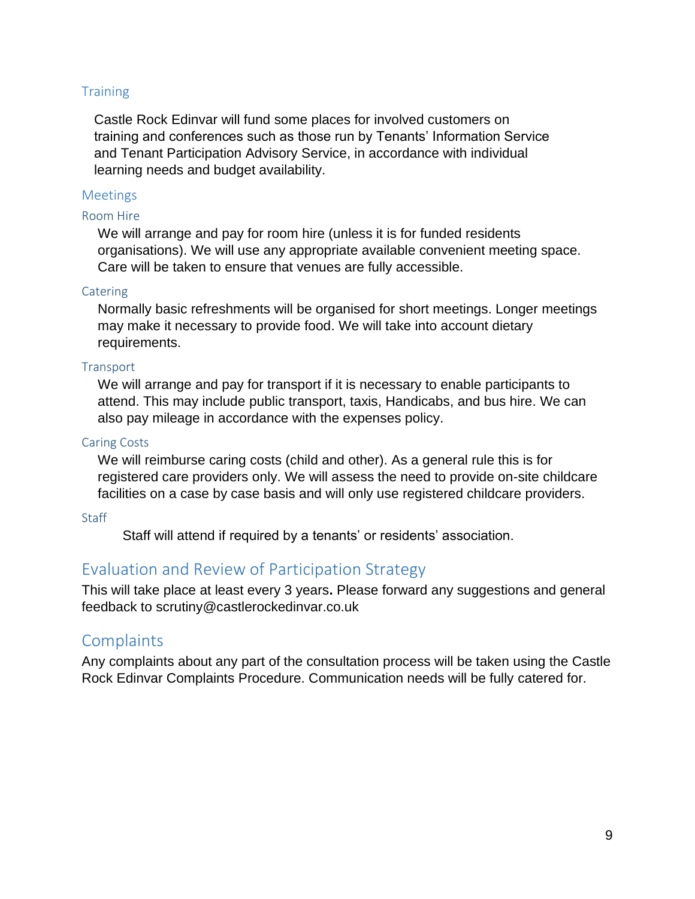### Training

Castle Rock Edinvar will fund some places for involved customers on training and conferences such as those run by Tenants' Information Service and Tenant Participation Advisory Service, in accordance with individual learning needs and budget availability.

### Meetings

#### Room Hire

We will arrange and pay for room hire (unless it is for funded residents organisations). We will use any appropriate available convenient meeting space. Care will be taken to ensure that venues are fully accessible.

#### Catering

Normally basic refreshments will be organised for short meetings. Longer meetings may make it necessary to provide food. We will take into account dietary requirements.

#### Transport

We will arrange and pay for transport if it is necessary to enable participants to attend. This may include public transport, taxis, Handicabs, and bus hire. We can also pay mileage in accordance with the expenses policy.

#### Caring Costs

We will reimburse caring costs (child and other). As a general rule this is for registered care providers only. We will assess the need to provide on-site childcare facilities on a case by case basis and will only use registered childcare providers.

#### Staff

Staff will attend if required by a tenants' or residents' association.

## Evaluation and Review of Participation Strategy

This will take place at least every 3 years**.** Please forward any suggestions and general feedback to scrutiny@castlerockedinvar.co.uk

## Complaints

Any complaints about any part of the consultation process will be taken using the Castle Rock Edinvar Complaints Procedure. Communication needs will be fully catered for.